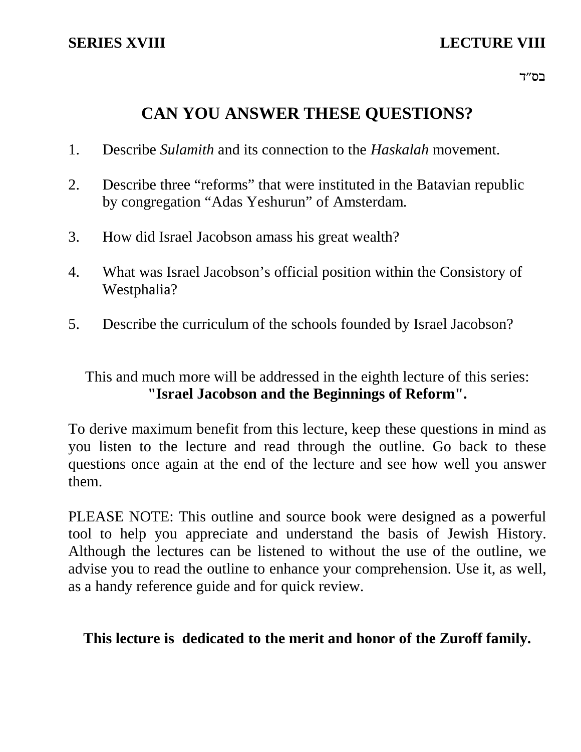**SERIES XVIII** **LECTURE VIII**

בס"ד

# CAN YOU ANSWER THESE QUESTIONS?

1. Describe *Sulamith* and its connection to the *Haskalah* movement.

2. Describe three "reforms" that were instituted in the Batavian republic by congregation "Adas Yeshurun" of Amsterdam.

3. How did Israel Jacobson amass his great wealth?

4. What was Israel Jacobson's official position within the Consistory of Westphalia?

5. Describe the curriculum of the schools founded by Israel Jacobson?

This and much more will be addressed in the eighth lecture of this series:
**"Israel Jacobson and the Beginnings of Reform".**

To derive maximum benefit from this lecture, keep these questions in mind as you listen to the lecture and read through the outline. Go back to these questions once again at the end of the lecture and see how well you answer them.

PLEASE NOTE: This outline and source book were designed as a powerful tool to help you appreciate and understand the basis of Jewish History. Although the lectures can be listened to without the use of the outline, we advise you to read the outline to enhance your comprehension. Use it, as well, as a handy reference guide and for quick review.

**This lecture is dedicated to the merit and honor of the Zuroff family.**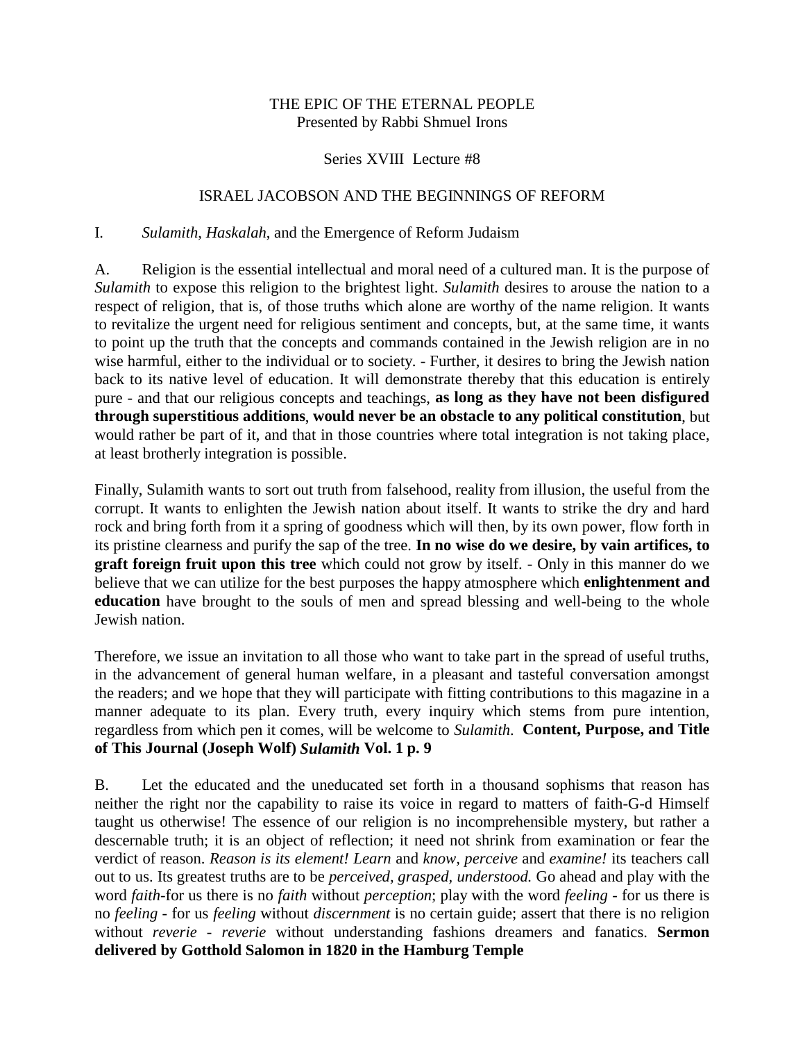THE EPIC OF THE ETERNAL PEOPLE
Presented by Rabbi Shmuel Irons

Series XVIII Lecture #8

ISRAEL JACOBSON AND THE BEGINNINGS OF REFORM

I. *Sulamith*, *Haskalah*, and the Emergence of Reform Judaism

A. Religion is the essential intellectual and moral need of a cultured man. It is the purpose of *Sulamith* to expose this religion to the brightest light. *Sulamith* desires to arouse the nation to a respect of religion, that is, of those truths which alone are worthy of the name religion. It wants to revitalize the urgent need for religious sentiment and concepts, but, at the same time, it wants to point up the truth that the concepts and commands contained in the Jewish religion are in no wise harmful, either to the individual or to society. - Further, it desires to bring the Jewish nation back to its native level of education. It will demonstrate thereby that this education is entirely pure - and that our religious concepts and teachings, **as long as they have not been disfigured through superstitious additions**, **would never be an obstacle to any political constitution**, but would rather be part of it, and that in those countries where total integration is not taking place, at least brotherly integration is possible.

Finally, Sulamith wants to sort out truth from falsehood, reality from illusion, the useful from the corrupt. It wants to enlighten the Jewish nation about itself. It wants to strike the dry and hard rock and bring forth from it a spring of goodness which will then, by its own power, flow forth in its pristine clearness and purify the sap of the tree. **In no wise do we desire, by vain artifices, to graft foreign fruit upon this tree** which could not grow by itself. - Only in this manner do we believe that we can utilize for the best purposes the happy atmosphere which **enlightenment and education** have brought to the souls of men and spread blessing and well-being to the whole Jewish nation.

Therefore, we issue an invitation to all those who want to take part in the spread of useful truths, in the advancement of general human welfare, in a pleasant and tasteful conversation amongst the readers; and we hope that they will participate with fitting contributions to this magazine in a manner adequate to its plan. Every truth, every inquiry which stems from pure intention, regardless from which pen it comes, will be welcome to *Sulamith*. **Content, Purpose, and Title of This Journal (Joseph Wolf) *Sulamith* Vol. 1 p. 9**

B. Let the educated and the uneducated set forth in a thousand sophisms that reason has neither the right nor the capability to raise its voice in regard to matters of faith-G-d Himself taught us otherwise! The essence of our religion is no incomprehensible mystery, but rather a descernable truth; it is an object of reflection; it need not shrink from examination or fear the verdict of reason. *Reason is its element! Learn* and *know, perceive* and *examine!* its teachers call out to us. Its greatest truths are to be *perceived, grasped, understood.* Go ahead and play with the word *faith*-for us there is no *faith* without *perception*; play with the word *feeling* - for us there is no *feeling* - for us *feeling* without *discernment* is no certain guide; assert that there is no religion without *reverie* - *reverie* without understanding fashions dreamers and fanatics. **Sermon delivered by Gotthold Salomon in 1820 in the Hamburg Temple**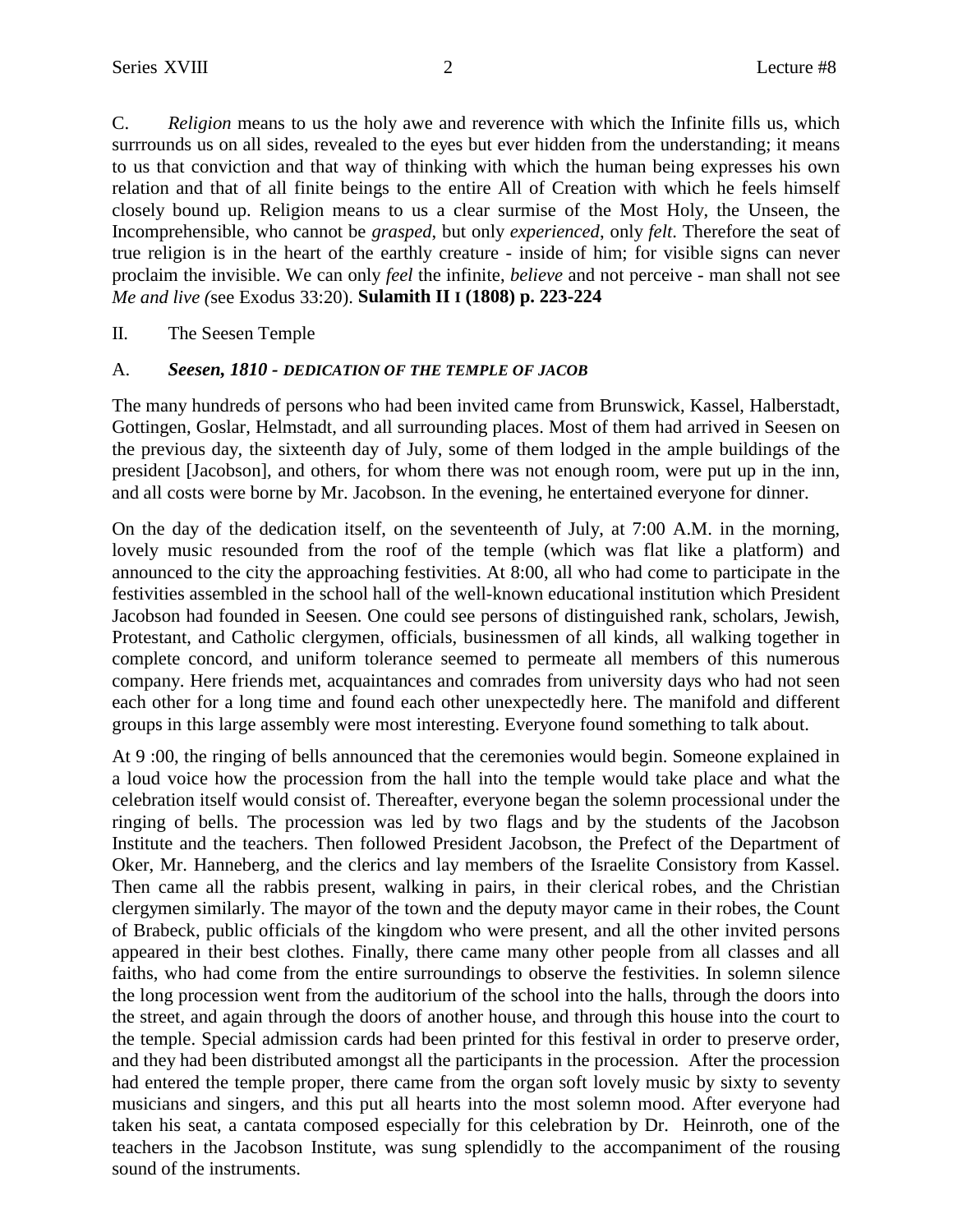C. *Religion* means to us the holy awe and reverence with which the Infinite fills us, which surrrounds us on all sides, revealed to the eyes but ever hidden from the understanding; it means to us that conviction and that way of thinking with which the human being expresses his own relation and that of all finite beings to the entire All of Creation with which he feels himself closely bound up. Religion means to us a clear surmise of the Most Holy, the Unseen, the Incomprehensible, who cannot be *grasped*, but only *experienced*, only *felt*. Therefore the seat of true religion is in the heart of the earthly creature - inside of him; for visible signs can never proclaim the invisible. We can only *feel* the infinite, *believe* and not perceive - man shall not see *Me and live (*see Exodus 33:20). **Sulamith II I (1808) p. 223-224**

II. The Seesen Temple

A. ***Seesen, 1810 - DEDICATION OF THE TEMPLE OF JACOB***

The many hundreds of persons who had been invited came from Brunswick, Kassel, Halberstadt, Gottingen, Goslar, Helmstadt, and all surrounding places. Most of them had arrived in Seesen on the previous day, the sixteenth day of July, some of them lodged in the ample buildings of the president [Jacobson], and others, for whom there was not enough room, were put up in the inn, and all costs were borne by Mr. Jacobson. In the evening, he entertained everyone for dinner.

On the day of the dedication itself, on the seventeenth of July, at 7:00 A.M. in the morning, lovely music resounded from the roof of the temple (which was flat like a platform) and announced to the city the approaching festivities. At 8:00, all who had come to participate in the festivities assembled in the school hall of the well-known educational institution which President Jacobson had founded in Seesen. One could see persons of distinguished rank, scholars, Jewish, Protestant, and Catholic clergymen, officials, businessmen of all kinds, all walking together in complete concord, and uniform tolerance seemed to permeate all members of this numerous company. Here friends met, acquaintances and comrades from university days who had not seen each other for a long time and found each other unexpectedly here. The manifold and different groups in this large assembly were most interesting. Everyone found something to talk about.

At 9 :00, the ringing of bells announced that the ceremonies would begin. Someone explained in a loud voice how the procession from the hall into the temple would take place and what the celebration itself would consist of. Thereafter, everyone began the solemn processional under the ringing of bells. The procession was led by two flags and by the students of the Jacobson Institute and the teachers. Then followed President Jacobson, the Prefect of the Department of Oker, Mr. Hanneberg, and the clerics and lay members of the Israelite Consistory from Kassel. Then came all the rabbis present, walking in pairs, in their clerical robes, and the Christian clergymen similarly. The mayor of the town and the deputy mayor came in their robes, the Count of Brabeck, public officials of the kingdom who were present, and all the other invited persons appeared in their best clothes. Finally, there came many other people from all classes and all faiths, who had come from the entire surroundings to observe the festivities. In solemn silence the long procession went from the auditorium of the school into the halls, through the doors into the street, and again through the doors of another house, and through this house into the court to the temple. Special admission cards had been printed for this festival in order to preserve order, and they had been distributed amongst all the participants in the procession. After the procession had entered the temple proper, there came from the organ soft lovely music by sixty to seventy musicians and singers, and this put all hearts into the most solemn mood. After everyone had taken his seat, a cantata composed especially for this celebration by Dr. Heinroth, one of the teachers in the Jacobson Institute, was sung splendidly to the accompaniment of the rousing sound of the instruments.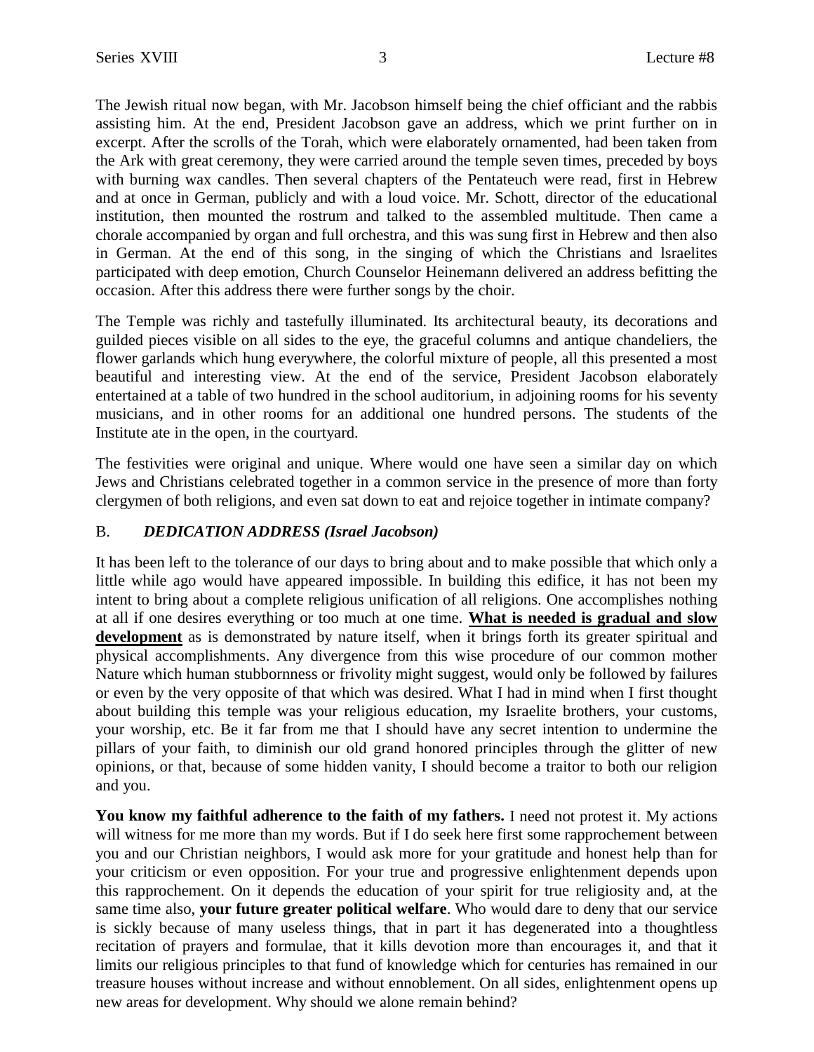The Jewish ritual now began, with Mr. Jacobson himself being the chief officiant and the rabbis assisting him. At the end, President Jacobson gave an address, which we print further on in excerpt. After the scrolls of the Torah, which were elaborately ornamented, had been taken from the Ark with great ceremony, they were carried around the temple seven times, preceded by boys with burning wax candles. Then several chapters of the Pentateuch were read, first in Hebrew and at once in German, publicly and with a loud voice. Mr. Schott, director of the educational institution, then mounted the rostrum and talked to the assembled multitude. Then came a chorale accompanied by organ and full orchestra, and this was sung first in Hebrew and then also in German. At the end of this song, in the singing of which the Christians and lsraelites participated with deep emotion, Church Counselor Heinemann delivered an address befitting the occasion. After this address there were further songs by the choir.

The Temple was richly and tastefully illuminated. Its architectural beauty, its decorations and guilded pieces visible on all sides to the eye, the graceful columns and antique chandeliers, the flower garlands which hung everywhere, the colorful mixture of people, all this presented a most beautiful and interesting view. At the end of the service, President Jacobson elaborately entertained at a table of two hundred in the school auditorium, in adjoining rooms for his seventy musicians, and in other rooms for an additional one hundred persons. The students of the Institute ate in the open, in the courtyard.

The festivities were original and unique. Where would one have seen a similar day on which Jews and Christians celebrated together in a common service in the presence of more than forty clergymen of both religions, and even sat down to eat and rejoice together in intimate company?

B. ***DEDICATION ADDRESS (Israel Jacobson)***

It has been left to the tolerance of our days to bring about and to make possible that which only a little while ago would have appeared impossible. In building this edifice, it has not been my intent to bring about a complete religious unification of all religions. One accomplishes nothing at all if one desires everything or too much at one time. <u>**What is needed is gradual and slow development**</u> as is demonstrated by nature itself, when it brings forth its greater spiritual and physical accomplishments. Any divergence from this wise procedure of our common mother Nature which human stubbornness or frivolity might suggest, would only be followed by failures or even by the very opposite of that which was desired. What I had in mind when I first thought about building this temple was your religious education, my Israelite brothers, your customs, your worship, etc. Be it far from me that I should have any secret intention to undermine the pillars of your faith, to diminish our old grand honored principles through the glitter of new opinions, or that, because of some hidden vanity, I should become a traitor to both our religion and you.

**You know my faithful adherence to the faith of my fathers.** I need not protest it. My actions will witness for me more than my words. But if I do seek here first some rapprochement between you and our Christian neighbors, I would ask more for your gratitude and honest help than for your criticism or even opposition. For your true and progressive enlightenment depends upon this rapprochement. On it depends the education of your spirit for true religiosity and, at the same time also, **your future greater political welfare**. Who would dare to deny that our service is sickly because of many useless things, that in part it has degenerated into a thoughtless recitation of prayers and formulae, that it kills devotion more than encourages it, and that it limits our religious principles to that fund of knowledge which for centuries has remained in our treasure houses without increase and without ennoblement. On all sides, enlightenment opens up new areas for development. Why should we alone remain behind?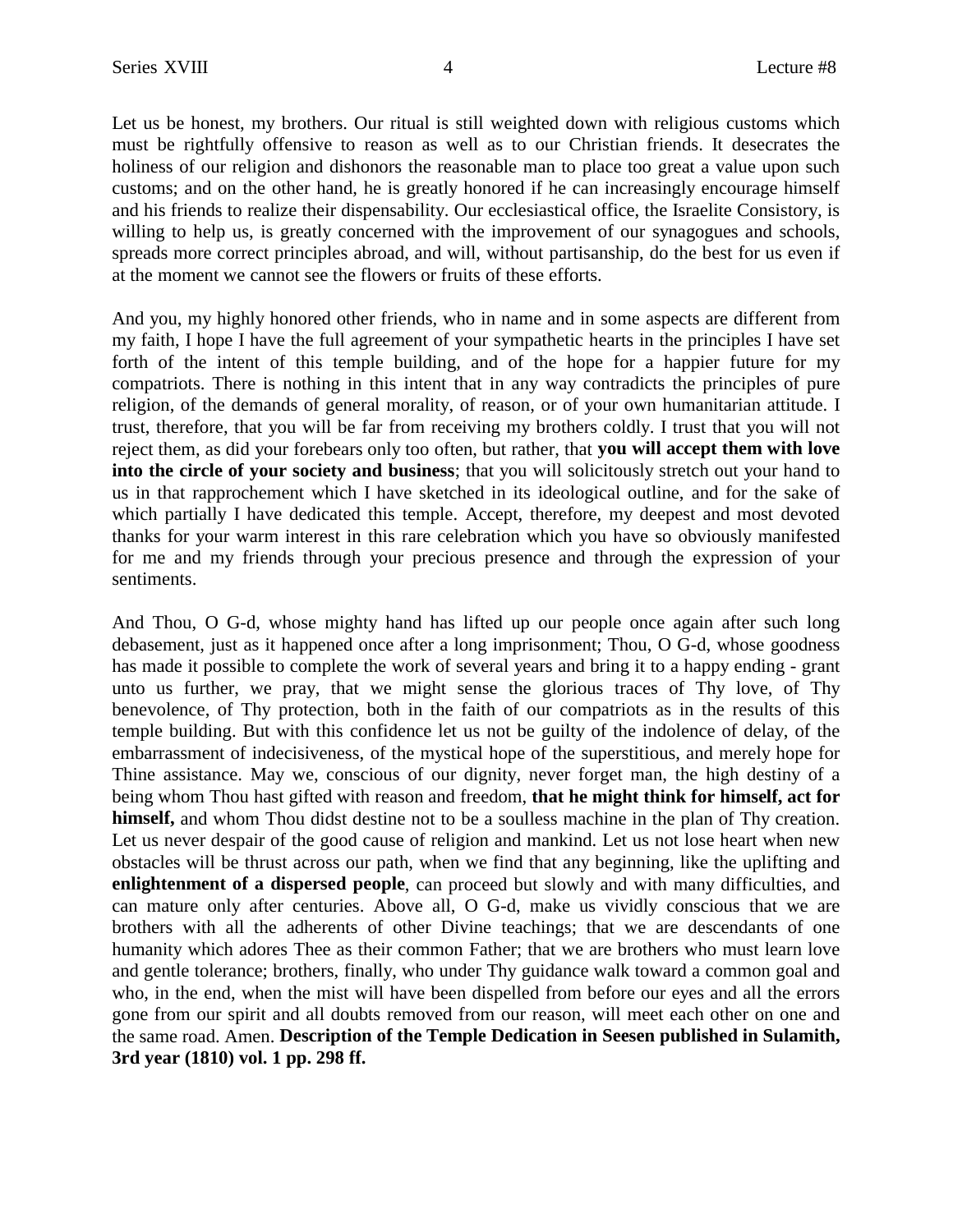Let us be honest, my brothers. Our ritual is still weighted down with religious customs which must be rightfully offensive to reason as well as to our Christian friends. It desecrates the holiness of our religion and dishonors the reasonable man to place too great a value upon such customs; and on the other hand, he is greatly honored if he can increasingly encourage himself and his friends to realize their dispensability. Our ecclesiastical office, the Israelite Consistory, is willing to help us, is greatly concerned with the improvement of our synagogues and schools, spreads more correct principles abroad, and will, without partisanship, do the best for us even if at the moment we cannot see the flowers or fruits of these efforts.

And you, my highly honored other friends, who in name and in some aspects are different from my faith, I hope I have the full agreement of your sympathetic hearts in the principles I have set forth of the intent of this temple building, and of the hope for a happier future for my compatriots. There is nothing in this intent that in any way contradicts the principles of pure religion, of the demands of general morality, of reason, or of your own humanitarian attitude. I trust, therefore, that you will be far from receiving my brothers coldly. I trust that you will not reject them, as did your forebears only too often, but rather, that **you will accept them with love into the circle of your society and business**; that you will solicitously stretch out your hand to us in that rapprochement which I have sketched in its ideological outline, and for the sake of which partially I have dedicated this temple. Accept, therefore, my deepest and most devoted thanks for your warm interest in this rare celebration which you have so obviously manifested for me and my friends through your precious presence and through the expression of your sentiments.

And Thou, O G-d, whose mighty hand has lifted up our people once again after such long debasement, just as it happened once after a long imprisonment; Thou, O G-d, whose goodness has made it possible to complete the work of several years and bring it to a happy ending - grant unto us further, we pray, that we might sense the glorious traces of Thy love, of Thy benevolence, of Thy protection, both in the faith of our compatriots as in the results of this temple building. But with this confidence let us not be guilty of the indolence of delay, of the embarrassment of indecisiveness, of the mystical hope of the superstitious, and merely hope for Thine assistance. May we, conscious of our dignity, never forget man, the high destiny of a being whom Thou hast gifted with reason and freedom, **that he might think for himself, act for himself,** and whom Thou didst destine not to be a soulless machine in the plan of Thy creation. Let us never despair of the good cause of religion and mankind. Let us not lose heart when new obstacles will be thrust across our path, when we find that any beginning, like the uplifting and **enlightenment of a dispersed people**, can proceed but slowly and with many difficulties, and can mature only after centuries. Above all, O G-d, make us vividly conscious that we are brothers with all the adherents of other Divine teachings; that we are descendants of one humanity which adores Thee as their common Father; that we are brothers who must learn love and gentle tolerance; brothers, finally, who under Thy guidance walk toward a common goal and who, in the end, when the mist will have been dispelled from before our eyes and all the errors gone from our spirit and all doubts removed from our reason, will meet each other on one and the same road. Amen. **Description of the Temple Dedication in Seesen published in Sulamith, 3rd year (1810) vol. 1 pp. 298 ff.**